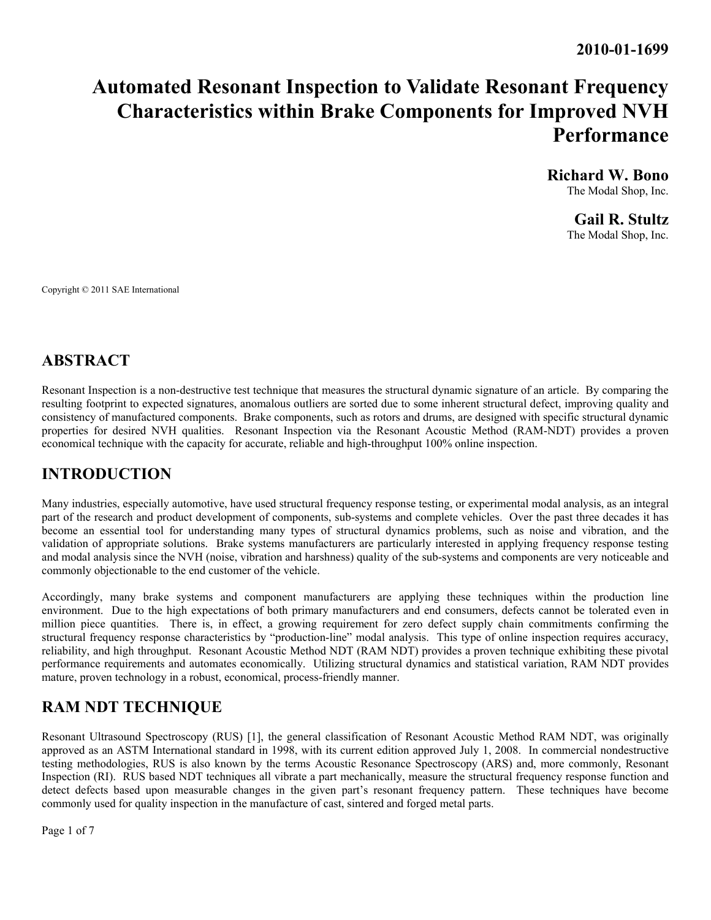2010-01-1699

# Automated Resonant Inspection to Validate Resonant Frequency Characteristics within Brake Components for Improved NVH Performance

**Richard W. Bono**
The Modal Shop, Inc.

**Gail R. Stultz**
The Modal Shop, Inc.

Copyright © 2011 SAE International

## ABSTRACT

Resonant Inspection is a non-destructive test technique that measures the structural dynamic signature of an article. By comparing the resulting footprint to expected signatures, anomalous outliers are sorted due to some inherent structural defect, improving quality and consistency of manufactured components. Brake components, such as rotors and drums, are designed with specific structural dynamic properties for desired NVH qualities. Resonant Inspection via the Resonant Acoustic Method (RAM-NDT) provides a proven economical technique with the capacity for accurate, reliable and high-throughput 100% online inspection.

## INTRODUCTION

Many industries, especially automotive, have used structural frequency response testing, or experimental modal analysis, as an integral part of the research and product development of components, sub-systems and complete vehicles. Over the past three decades it has become an essential tool for understanding many types of structural dynamics problems, such as noise and vibration, and the validation of appropriate solutions. Brake systems manufacturers are particularly interested in applying frequency response testing and modal analysis since the NVH (noise, vibration and harshness) quality of the sub-systems and components are very noticeable and commonly objectionable to the end customer of the vehicle.

Accordingly, many brake systems and component manufacturers are applying these techniques within the production line environment. Due to the high expectations of both primary manufacturers and end consumers, defects cannot be tolerated even in million piece quantities. There is, in effect, a growing requirement for zero defect supply chain commitments confirming the structural frequency response characteristics by "production-line" modal analysis. This type of online inspection requires accuracy, reliability, and high throughput. Resonant Acoustic Method NDT (RAM NDT) provides a proven technique exhibiting these pivotal performance requirements and automates economically. Utilizing structural dynamics and statistical variation, RAM NDT provides mature, proven technology in a robust, economical, process-friendly manner.

## RAM NDT TECHNIQUE

Resonant Ultrasound Spectroscopy (RUS) [1], the general classification of Resonant Acoustic Method RAM NDT, was originally approved as an ASTM International standard in 1998, with its current edition approved July 1, 2008. In commercial nondestructive testing methodologies, RUS is also known by the terms Acoustic Resonance Spectroscopy (ARS) and, more commonly, Resonant Inspection (RI). RUS based NDT techniques all vibrate a part mechanically, measure the structural frequency response function and detect defects based upon measurable changes in the given part's resonant frequency pattern. These techniques have become commonly used for quality inspection in the manufacture of cast, sintered and forged metal parts.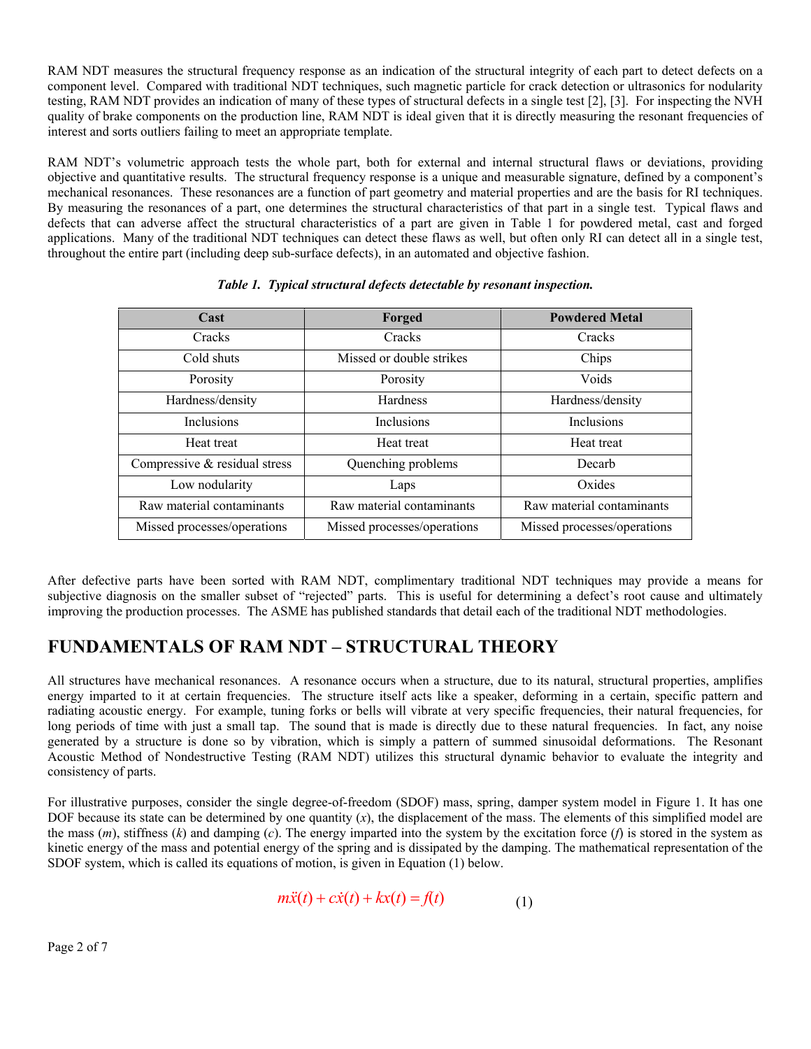RAM NDT measures the structural frequency response as an indication of the structural integrity of each part to detect defects on a component level. Compared with traditional NDT techniques, such magnetic particle for crack detection or ultrasonics for nodularity testing, RAM NDT provides an indication of many of these types of structural defects in a single test [2], [3]. For inspecting the NVH quality of brake components on the production line, RAM NDT is ideal given that it is directly measuring the resonant frequencies of interest and sorts outliers failing to meet an appropriate template.

RAM NDT's volumetric approach tests the whole part, both for external and internal structural flaws or deviations, providing objective and quantitative results. The structural frequency response is a unique and measurable signature, defined by a component's mechanical resonances. These resonances are a function of part geometry and material properties and are the basis for RI techniques. By measuring the resonances of a part, one determines the structural characteristics of that part in a single test. Typical flaws and defects that can adverse affect the structural characteristics of a part are given in Table 1 for powdered metal, cast and forged applications. Many of the traditional NDT techniques can detect these flaws as well, but often only RI can detect all in a single test, throughout the entire part (including deep sub-surface defects), in an automated and objective fashion.

***Table 1. Typical structural defects detectable by resonant inspection.***

| Cast | Forged | Powdered Metal |
|---|---|---|
| Cracks | Cracks | Cracks |
| Cold shuts | Missed or double strikes | Chips |
| Porosity | Porosity | Voids |
| Hardness/density | Hardness | Hardness/density |
| Inclusions | Inclusions | Inclusions |
| Heat treat | Heat treat | Heat treat |
| Compressive & residual stress | Quenching problems | Decarb |
| Low nodularity | Laps | Oxides |
| Raw material contaminants | Raw material contaminants | Raw material contaminants |
| Missed processes/operations | Missed processes/operations | Missed processes/operations |

After defective parts have been sorted with RAM NDT, complimentary traditional NDT techniques may provide a means for subjective diagnosis on the smaller subset of "rejected" parts. This is useful for determining a defect's root cause and ultimately improving the production processes. The ASME has published standards that detail each of the traditional NDT methodologies.

## FUNDAMENTALS OF RAM NDT – STRUCTURAL THEORY

All structures have mechanical resonances. A resonance occurs when a structure, due to its natural, structural properties, amplifies energy imparted to it at certain frequencies. The structure itself acts like a speaker, deforming in a certain, specific pattern and radiating acoustic energy. For example, tuning forks or bells will vibrate at very specific frequencies, their natural frequencies, for long periods of time with just a small tap. The sound that is made is directly due to these natural frequencies. In fact, any noise generated by a structure is done so by vibration, which is simply a pattern of summed sinusoidal deformations. The Resonant Acoustic Method of Nondestructive Testing (RAM NDT) utilizes this structural dynamic behavior to evaluate the integrity and consistency of parts.

For illustrative purposes, consider the single degree-of-freedom (SDOF) mass, spring, damper system model in Figure 1. It has one DOF because its state can be determined by one quantity ($x$), the displacement of the mass. The elements of this simplified model are the mass ($m$), stiffness ($k$) and damping ($c$). The energy imparted into the system by the excitation force ($f$) is stored in the system as kinetic energy of the mass and potential energy of the spring and is dissipated by the damping. The mathematical representation of the SDOF system, which is called its equations of motion, is given in Equation (1) below.

$$m\ddot{x}(t) + c\dot{x}(t) + kx(t) = f(t) \qquad (1)$$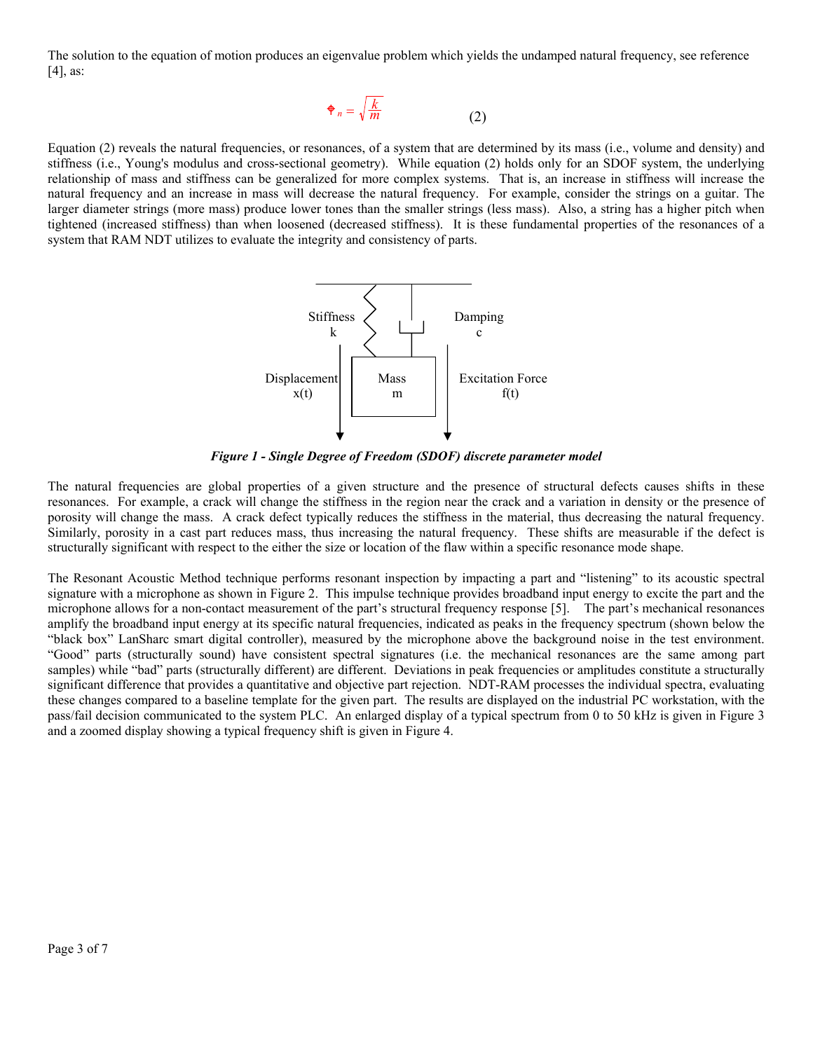The solution to the equation of motion produces an eigenvalue problem which yields the undamped natural frequency, see reference [4], as:

$$\omega_n = \sqrt{\frac{k}{m}} \qquad (2)$$

Equation (2) reveals the natural frequencies, or resonances, of a system that are determined by its mass (i.e., volume and density) and stiffness (i.e., Young's modulus and cross-sectional geometry). While equation (2) holds only for an SDOF system, the underlying relationship of mass and stiffness can be generalized for more complex systems. That is, an increase in stiffness will increase the natural frequency and an increase in mass will decrease the natural frequency. For example, consider the strings on a guitar. The larger diameter strings (more mass) produce lower tones than the smaller strings (less mass). Also, a string has a higher pitch when tightened (increased stiffness) than when loosened (decreased stiffness). It is these fundamental properties of the resonances of a system that RAM NDT utilizes to evaluate the integrity and consistency of parts.

Stiffness k | Damping c | Displacement x(t) | Mass m | Excitation Force f(t)

***Figure 1 - Single Degree of Freedom (SDOF) discrete parameter model***

The natural frequencies are global properties of a given structure and the presence of structural defects causes shifts in these resonances. For example, a crack will change the stiffness in the region near the crack and a variation in density or the presence of porosity will change the mass. A crack defect typically reduces the stiffness in the material, thus decreasing the natural frequency. Similarly, porosity in a cast part reduces mass, thus increasing the natural frequency. These shifts are measurable if the defect is structurally significant with respect to the either the size or location of the flaw within a specific resonance mode shape.

The Resonant Acoustic Method technique performs resonant inspection by impacting a part and "listening" to its acoustic spectral signature with a microphone as shown in Figure 2. This impulse technique provides broadband input energy to excite the part and the microphone allows for a non-contact measurement of the part's structural frequency response [5]. The part's mechanical resonances amplify the broadband input energy at its specific natural frequencies, indicated as peaks in the frequency spectrum (shown below the "black box" LanSharc smart digital controller), measured by the microphone above the background noise in the test environment. "Good" parts (structurally sound) have consistent spectral signatures (i.e. the mechanical resonances are the same among part samples) while "bad" parts (structurally different) are different. Deviations in peak frequencies or amplitudes constitute a structurally significant difference that provides a quantitative and objective part rejection. NDT-RAM processes the individual spectra, evaluating these changes compared to a baseline template for the given part. The results are displayed on the industrial PC workstation, with the pass/fail decision communicated to the system PLC. An enlarged display of a typical spectrum from 0 to 50 kHz is given in Figure 3 and a zoomed display showing a typical frequency shift is given in Figure 4.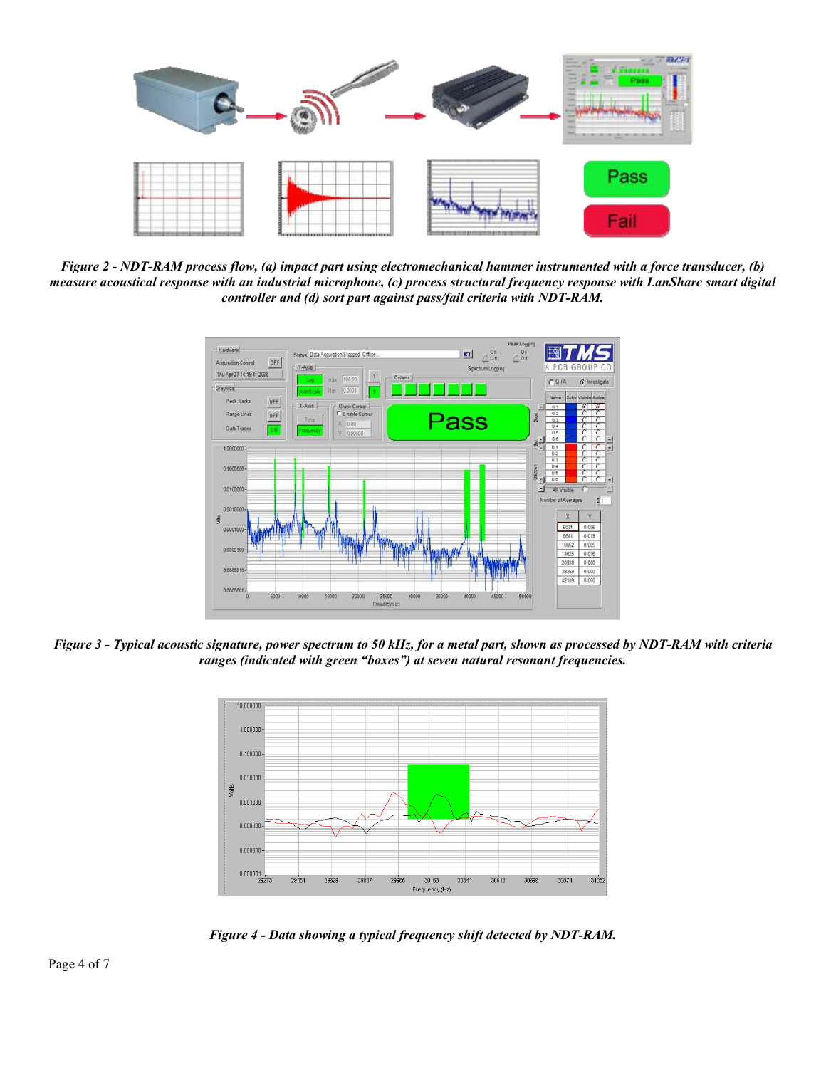*Figure 2 - NDT-RAM process flow, (a) impact part using electromechanical hammer instrumented with a force transducer, (b) measure acoustical response with an industrial microphone, (c) process structural frequency response with LanSharc smart digital controller and (d) sort part against pass/fail criteria with NDT-RAM.*

*Figure 3 - Typical acoustic signature, power spectrum to 50 kHz, for a metal part, shown as processed by NDT-RAM with criteria ranges (indicated with green "boxes") at seven natural resonant frequencies.*

*Figure 4 - Data showing a typical frequency shift detected by NDT-RAM.*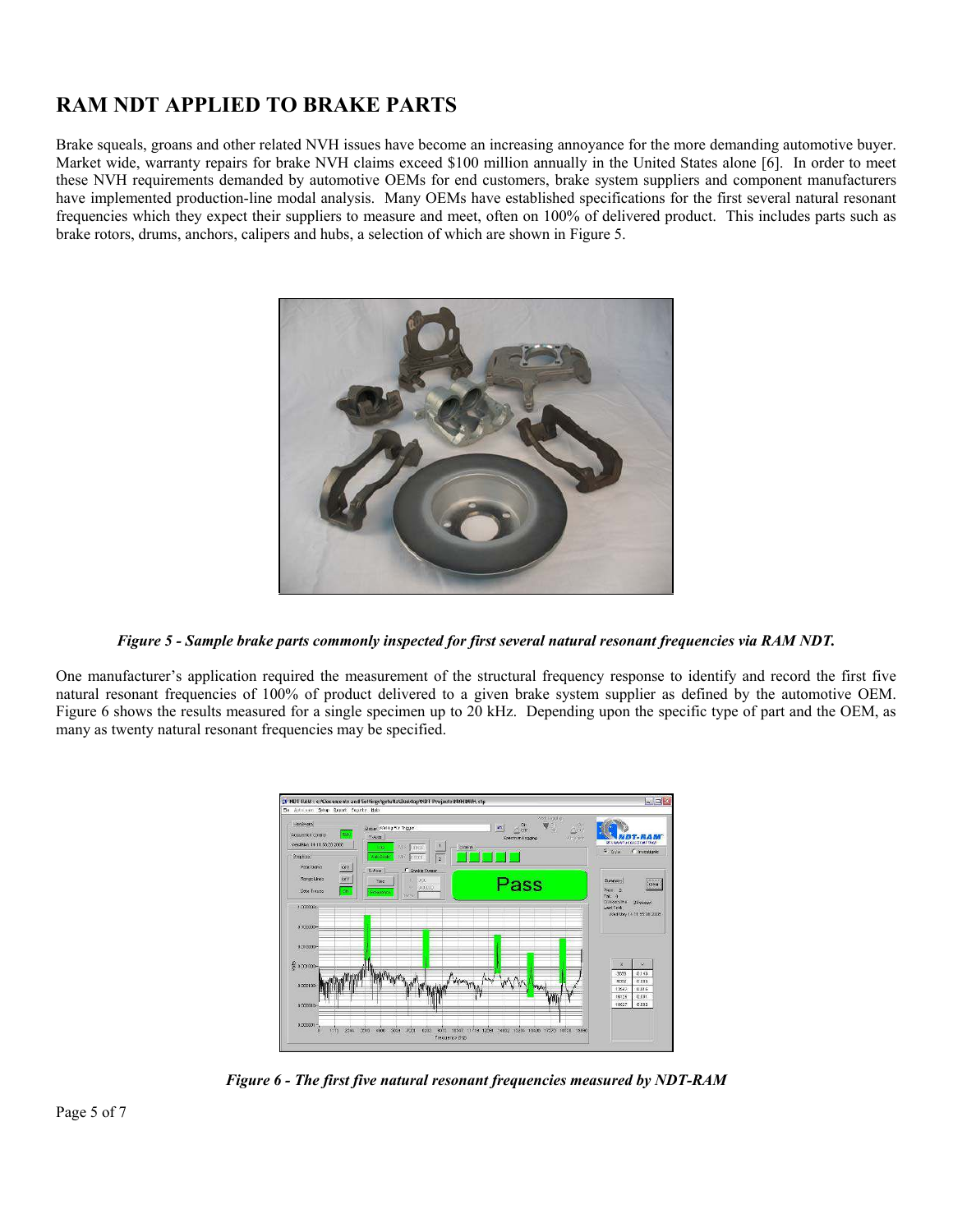# RAM NDT APPLIED TO BRAKE PARTS

Brake squeals, groans and other related NVH issues have become an increasing annoyance for the more demanding automotive buyer. Market wide, warranty repairs for brake NVH claims exceed $100 million annually in the United States alone [6]. In order to meet these NVH requirements demanded by automotive OEMs for end customers, brake system suppliers and component manufacturers have implemented production-line modal analysis. Many OEMs have established specifications for the first several natural resonant frequencies which they expect their suppliers to measure and meet, often on 100% of delivered product. This includes parts such as brake rotors, drums, anchors, calipers and hubs, a selection of which are shown in Figure 5.

***Figure 5 - Sample brake parts commonly inspected for first several natural resonant frequencies via RAM NDT.***

One manufacturer's application required the measurement of the structural frequency response to identify and record the first five natural resonant frequencies of 100% of product delivered to a given brake system supplier as defined by the automotive OEM. Figure 6 shows the results measured for a single specimen up to 20 kHz. Depending upon the specific type of part and the OEM, as many as twenty natural resonant frequencies may be specified.

***Figure 6 - The first five natural resonant frequencies measured by NDT-RAM***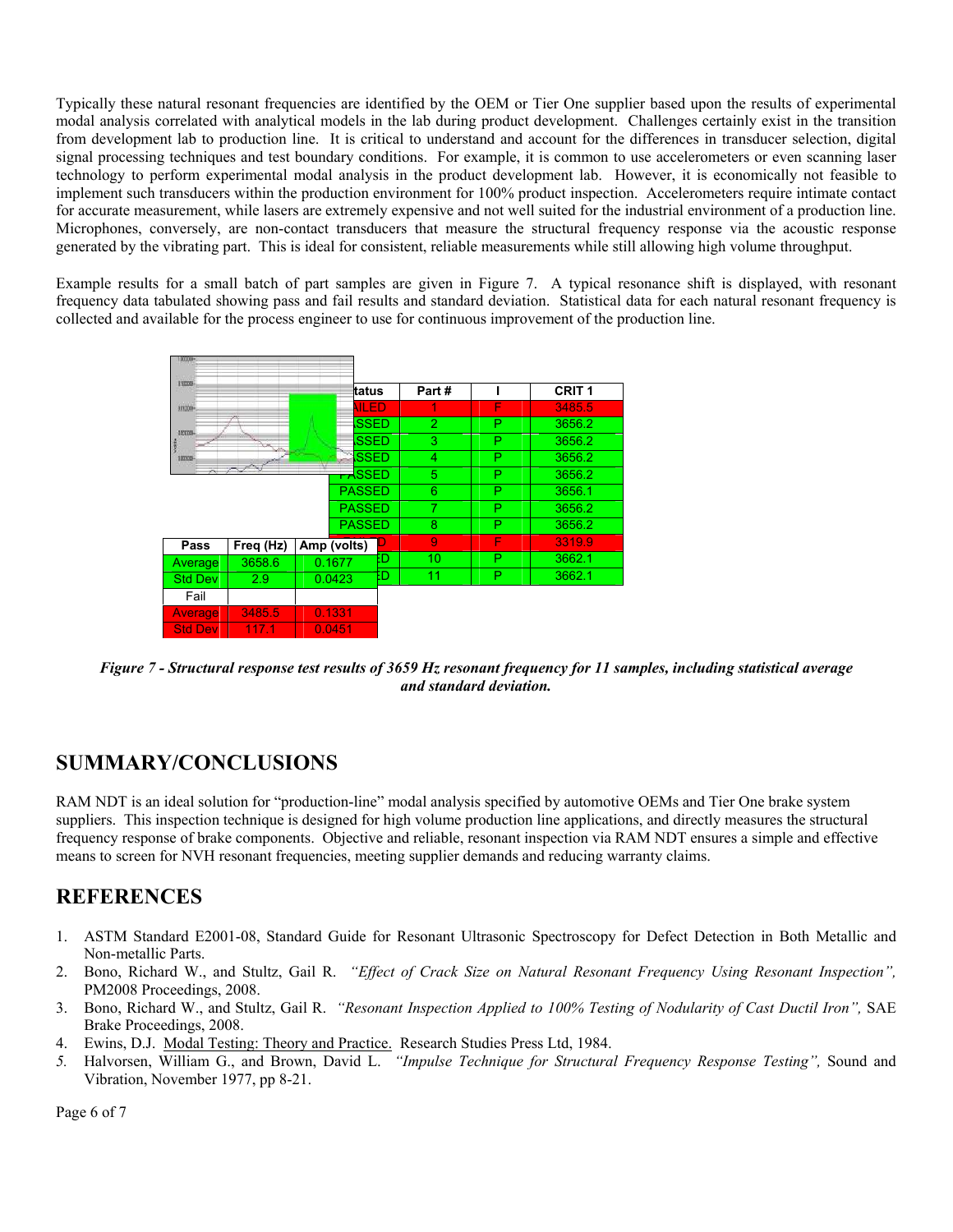Typically these natural resonant frequencies are identified by the OEM or Tier One supplier based upon the results of experimental modal analysis correlated with analytical models in the lab during product development. Challenges certainly exist in the transition from development lab to production line. It is critical to understand and account for the differences in transducer selection, digital signal processing techniques and test boundary conditions. For example, it is common to use accelerometers or even scanning laser technology to perform experimental modal analysis in the product development lab. However, it is economically not feasible to implement such transducers within the production environment for 100% product inspection. Accelerometers require intimate contact for accurate measurement, while lasers are extremely expensive and not well suited for the industrial environment of a production line. Microphones, conversely, are non-contact transducers that measure the structural frequency response via the acoustic response generated by the vibrating part. This is ideal for consistent, reliable measurements while still allowing high volume throughput.

Example results for a small batch of part samples are given in Figure 7. A typical resonance shift is displayed, with resonant frequency data tabulated showing pass and fail results and standard deviation. Statistical data for each natural resonant frequency is collected and available for the process engineer to use for continuous improvement of the production line.

| Status | Part # | I | CRIT 1 |
|---|---|---|---|
| FAILED | 1 | F | 3485.5 |
| PASSED | 2 | P | 3656.2 |
| PASSED | 3 | P | 3656.2 |
| PASSED | 4 | P | 3656.2 |
| PASSED | 5 | P | 3656.2 |
| PASSED | 6 | P | 3656.1 |
| PASSED | 7 | P | 3656.2 |
| PASSED | 8 | P | 3656.2 |
| FAILED | 9 | F | 3319.9 |
| PASSED | 10 | P | 3662.1 |
| PASSED | 11 | P | 3662.1 |

| Pass | Freq (Hz) | Amp (volts) |
|---|---|---|
| Average | 3658.6 | 0.1677 |
| Std Dev | 2.9 | 0.0423 |
| Fail | | |
| Average | 3485.5 | 0.1331 |
| Std Dev | 117.1 | 0.0451 |

*Figure 7 - Structural response test results of 3659 Hz resonant frequency for 11 samples, including statistical average and standard deviation.*

## SUMMARY/CONCLUSIONS

RAM NDT is an ideal solution for "production-line" modal analysis specified by automotive OEMs and Tier One brake system suppliers. This inspection technique is designed for high volume production line applications, and directly measures the structural frequency response of brake components. Objective and reliable, resonant inspection via RAM NDT ensures a simple and effective means to screen for NVH resonant frequencies, meeting supplier demands and reducing warranty claims.

## REFERENCES

1. ASTM Standard E2001-08, Standard Guide for Resonant Ultrasonic Spectroscopy for Defect Detection in Both Metallic and Non-metallic Parts.
2. Bono, Richard W., and Stultz, Gail R. *"Effect of Crack Size on Natural Resonant Frequency Using Resonant Inspection",* PM2008 Proceedings, 2008.
3. Bono, Richard W., and Stultz, Gail R. *"Resonant Inspection Applied to 100% Testing of Nodularity of Cast Ductil Iron",* SAE Brake Proceedings, 2008.
4. Ewins, D.J. Modal Testing: Theory and Practice. Research Studies Press Ltd, 1984.
5. Halvorsen, William G., and Brown, David L. *"Impulse Technique for Structural Frequency Response Testing",* Sound and Vibration, November 1977, pp 8-21.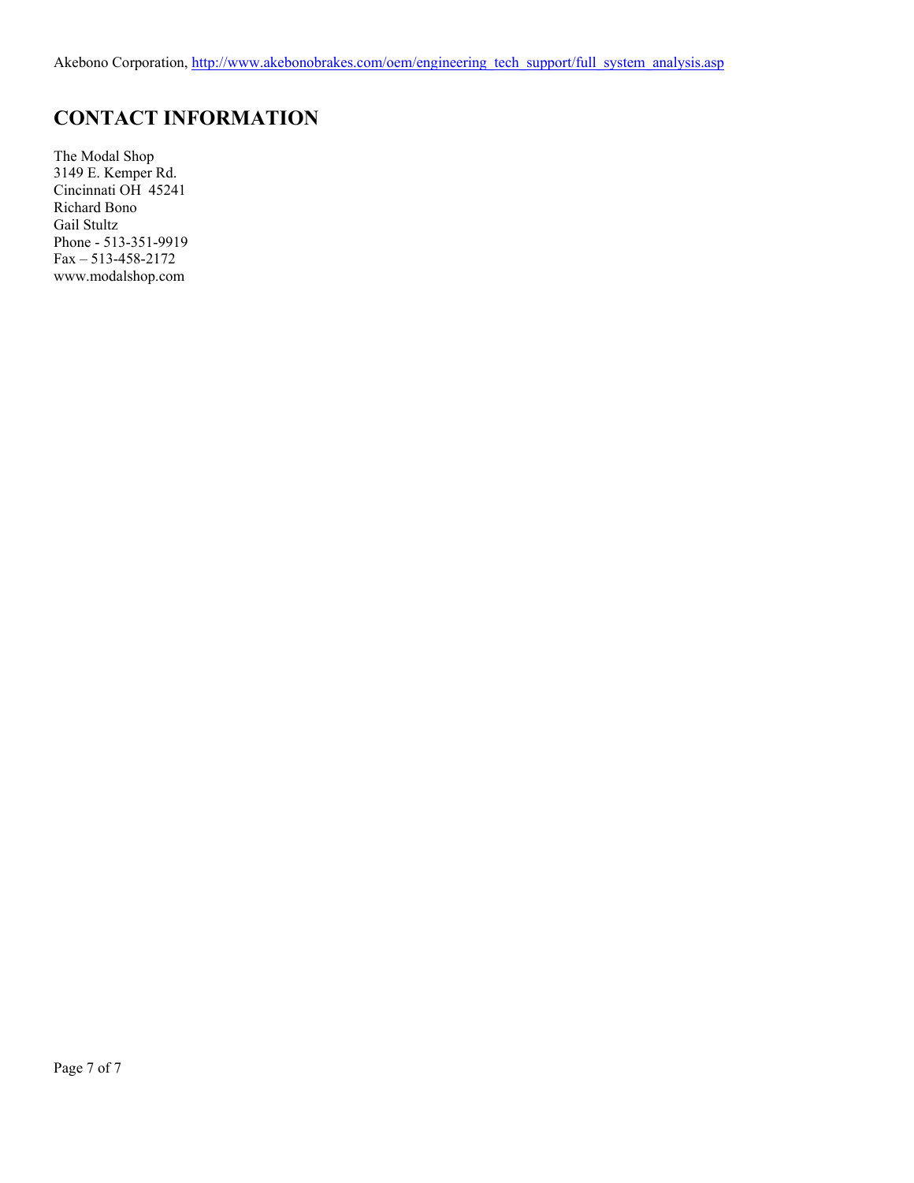Akebono Corporation, http://www.akebonobrakes.com/oem/engineering_tech_support/full_system_analysis.asp

## CONTACT INFORMATION

The Modal Shop
3149 E. Kemper Rd.
Cincinnati OH 45241
Richard Bono
Gail Stultz
Phone - 513-351-9919
Fax – 513-458-2172
www.modalshop.com